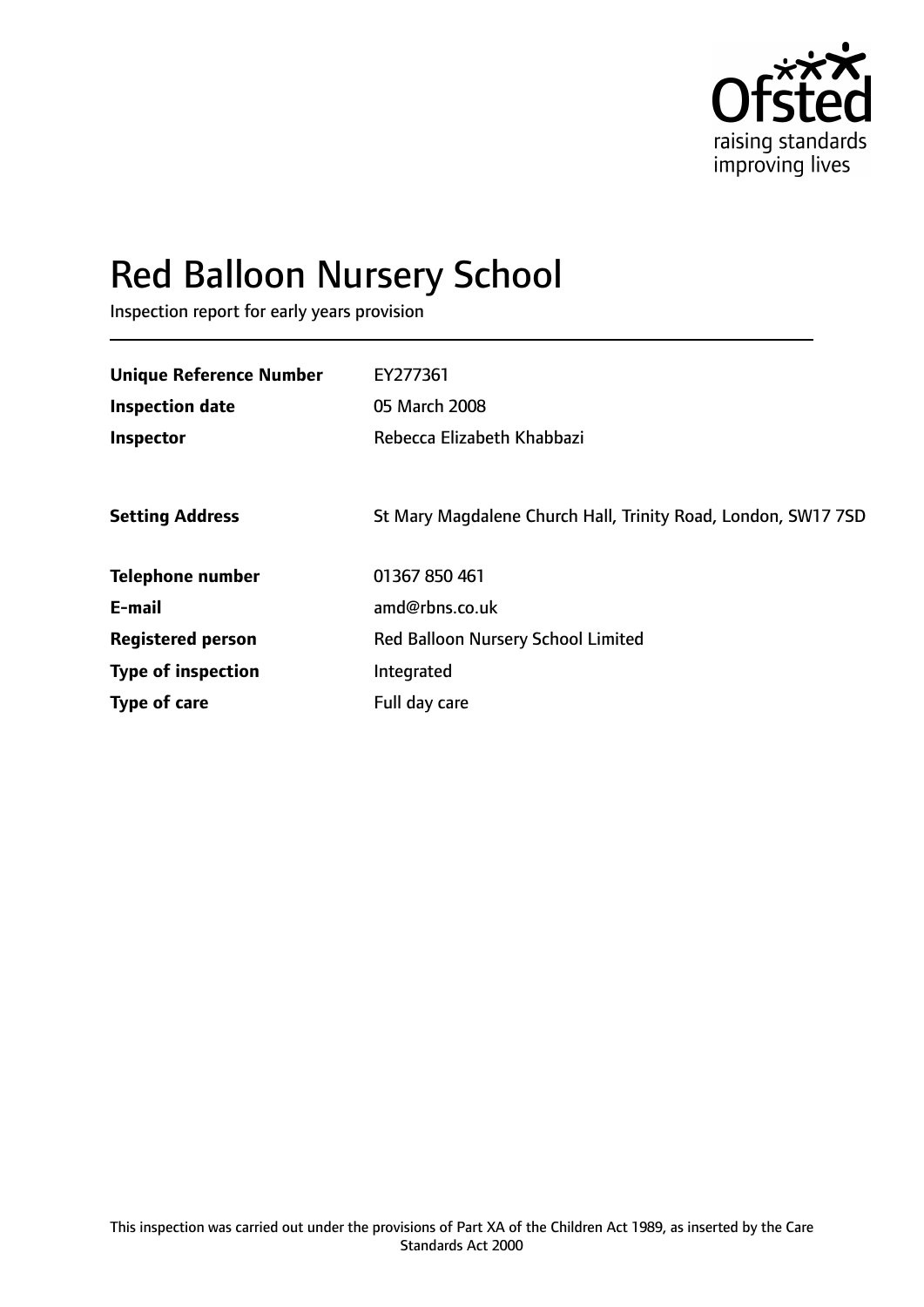# Red Balloon Nursery School

Inspection report for early years provision

| | |
|---|---|
| **Unique Reference Number** | EY277361 |
| **Inspection date** | 05 March 2008 |
| **Inspector** | Rebecca Elizabeth Khabbazi |
| **Setting Address** | St Mary Magdalene Church Hall, Trinity Road, London, SW17 7SD |
| **Telephone number** | 01367 850 461 |
| **E-mail** | amd@rbns.co.uk |
| **Registered person** | Red Balloon Nursery School Limited |
| **Type of inspection** | Integrated |
| **Type of care** | Full day care |

This inspection was carried out under the provisions of Part XA of the Children Act 1989, as inserted by the Care Standards Act 2000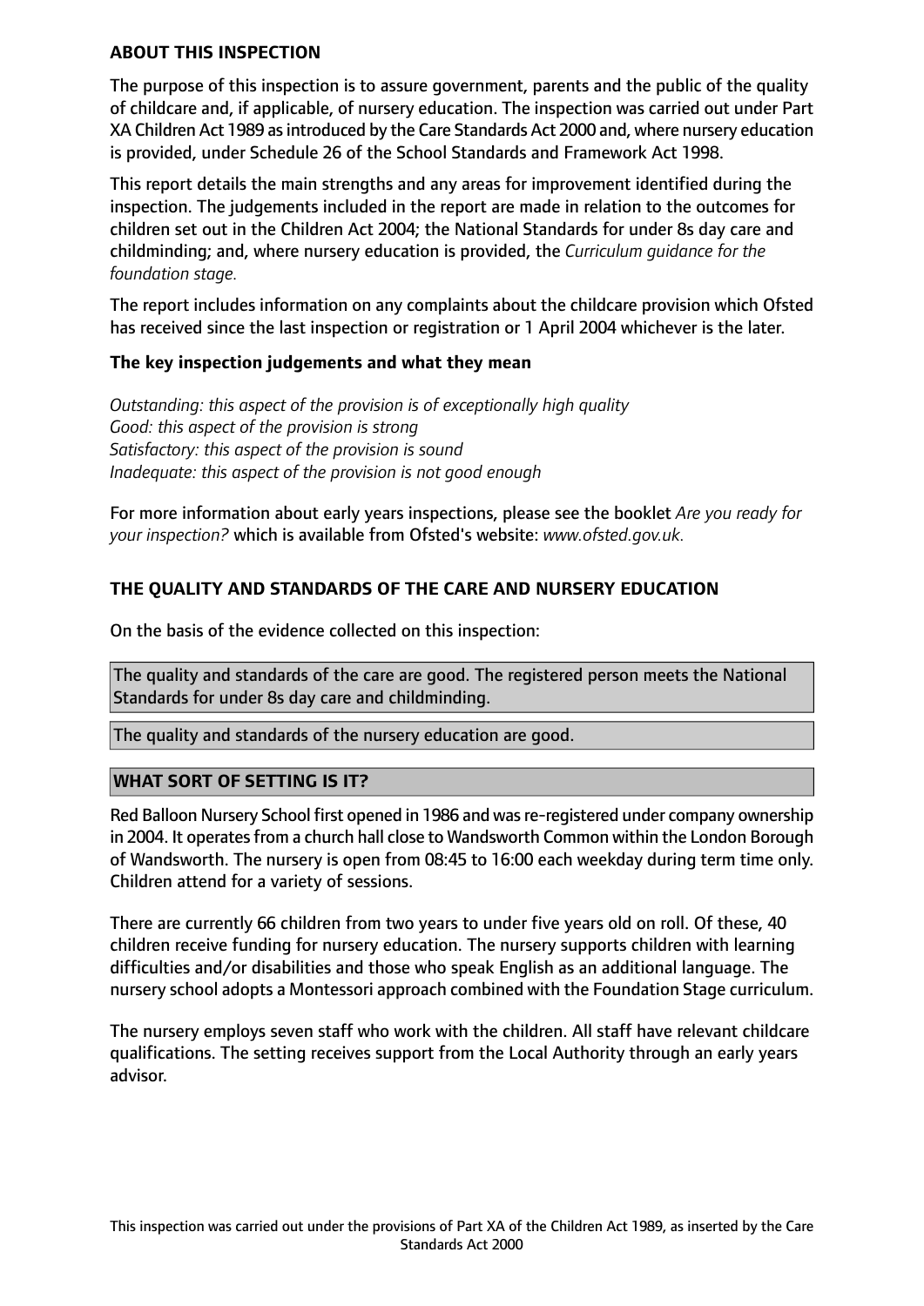## ABOUT THIS INSPECTION

The purpose of this inspection is to assure government, parents and the public of the quality of childcare and, if applicable, of nursery education. The inspection was carried out under Part XA Children Act 1989 as introduced by the Care Standards Act 2000 and, where nursery education is provided, under Schedule 26 of the School Standards and Framework Act 1998.

This report details the main strengths and any areas for improvement identified during the inspection. The judgements included in the report are made in relation to the outcomes for children set out in the Children Act 2004; the National Standards for under 8s day care and childminding; and, where nursery education is provided, the *Curriculum guidance for the foundation stage.*

The report includes information on any complaints about the childcare provision which Ofsted has received since the last inspection or registration or 1 April 2004 whichever is the later.

### The key inspection judgements and what they mean

*Outstanding: this aspect of the provision is of exceptionally high quality*
*Good: this aspect of the provision is strong*
*Satisfactory: this aspect of the provision is sound*
*Inadequate: this aspect of the provision is not good enough*

For more information about early years inspections, please see the booklet *Are you ready for your inspection?* which is available from Ofsted's website: *www.ofsted.gov.uk.*

## THE QUALITY AND STANDARDS OF THE CARE AND NURSERY EDUCATION

On the basis of the evidence collected on this inspection:

The quality and standards of the care are good. The registered person meets the National Standards for under 8s day care and childminding.

The quality and standards of the nursery education are good.

## WHAT SORT OF SETTING IS IT?

Red Balloon Nursery School first opened in 1986 and was re-registered under company ownership in 2004. It operates from a church hall close to Wandsworth Common within the London Borough of Wandsworth. The nursery is open from 08:45 to 16:00 each weekday during term time only. Children attend for a variety of sessions.

There are currently 66 children from two years to under five years old on roll. Of these, 40 children receive funding for nursery education. The nursery supports children with learning difficulties and/or disabilities and those who speak English as an additional language. The nursery school adopts a Montessori approach combined with the Foundation Stage curriculum.

The nursery employs seven staff who work with the children. All staff have relevant childcare qualifications. The setting receives support from the Local Authority through an early years advisor.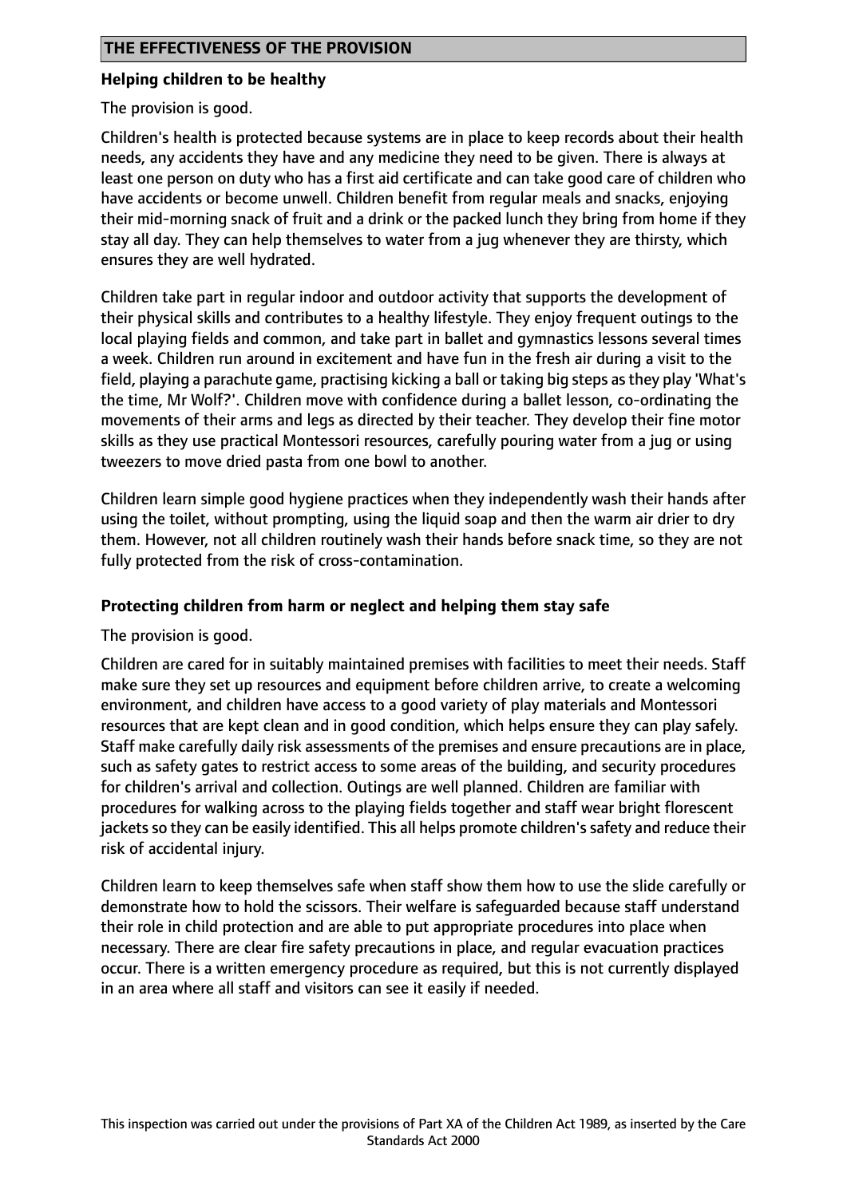## THE EFFECTIVENESS OF THE PROVISION

### Helping children to be healthy

The provision is good.

Children's health is protected because systems are in place to keep records about their health needs, any accidents they have and any medicine they need to be given. There is always at least one person on duty who has a first aid certificate and can take good care of children who have accidents or become unwell. Children benefit from regular meals and snacks, enjoying their mid-morning snack of fruit and a drink or the packed lunch they bring from home if they stay all day. They can help themselves to water from a jug whenever they are thirsty, which ensures they are well hydrated.

Children take part in regular indoor and outdoor activity that supports the development of their physical skills and contributes to a healthy lifestyle. They enjoy frequent outings to the local playing fields and common, and take part in ballet and gymnastics lessons several times a week. Children run around in excitement and have fun in the fresh air during a visit to the field, playing a parachute game, practising kicking a ball or taking big steps as they play 'What's the time, Mr Wolf?'. Children move with confidence during a ballet lesson, co-ordinating the movements of their arms and legs as directed by their teacher. They develop their fine motor skills as they use practical Montessori resources, carefully pouring water from a jug or using tweezers to move dried pasta from one bowl to another.

Children learn simple good hygiene practices when they independently wash their hands after using the toilet, without prompting, using the liquid soap and then the warm air drier to dry them. However, not all children routinely wash their hands before snack time, so they are not fully protected from the risk of cross-contamination.

### Protecting children from harm or neglect and helping them stay safe

The provision is good.

Children are cared for in suitably maintained premises with facilities to meet their needs. Staff make sure they set up resources and equipment before children arrive, to create a welcoming environment, and children have access to a good variety of play materials and Montessori resources that are kept clean and in good condition, which helps ensure they can play safely. Staff make carefully daily risk assessments of the premises and ensure precautions are in place, such as safety gates to restrict access to some areas of the building, and security procedures for children's arrival and collection. Outings are well planned. Children are familiar with procedures for walking across to the playing fields together and staff wear bright florescent jackets so they can be easily identified. This all helps promote children's safety and reduce their risk of accidental injury.

Children learn to keep themselves safe when staff show them how to use the slide carefully or demonstrate how to hold the scissors. Their welfare is safeguarded because staff understand their role in child protection and are able to put appropriate procedures into place when necessary. There are clear fire safety precautions in place, and regular evacuation practices occur. There is a written emergency procedure as required, but this is not currently displayed in an area where all staff and visitors can see it easily if needed.

This inspection was carried out under the provisions of Part XA of the Children Act 1989, as inserted by the Care Standards Act 2000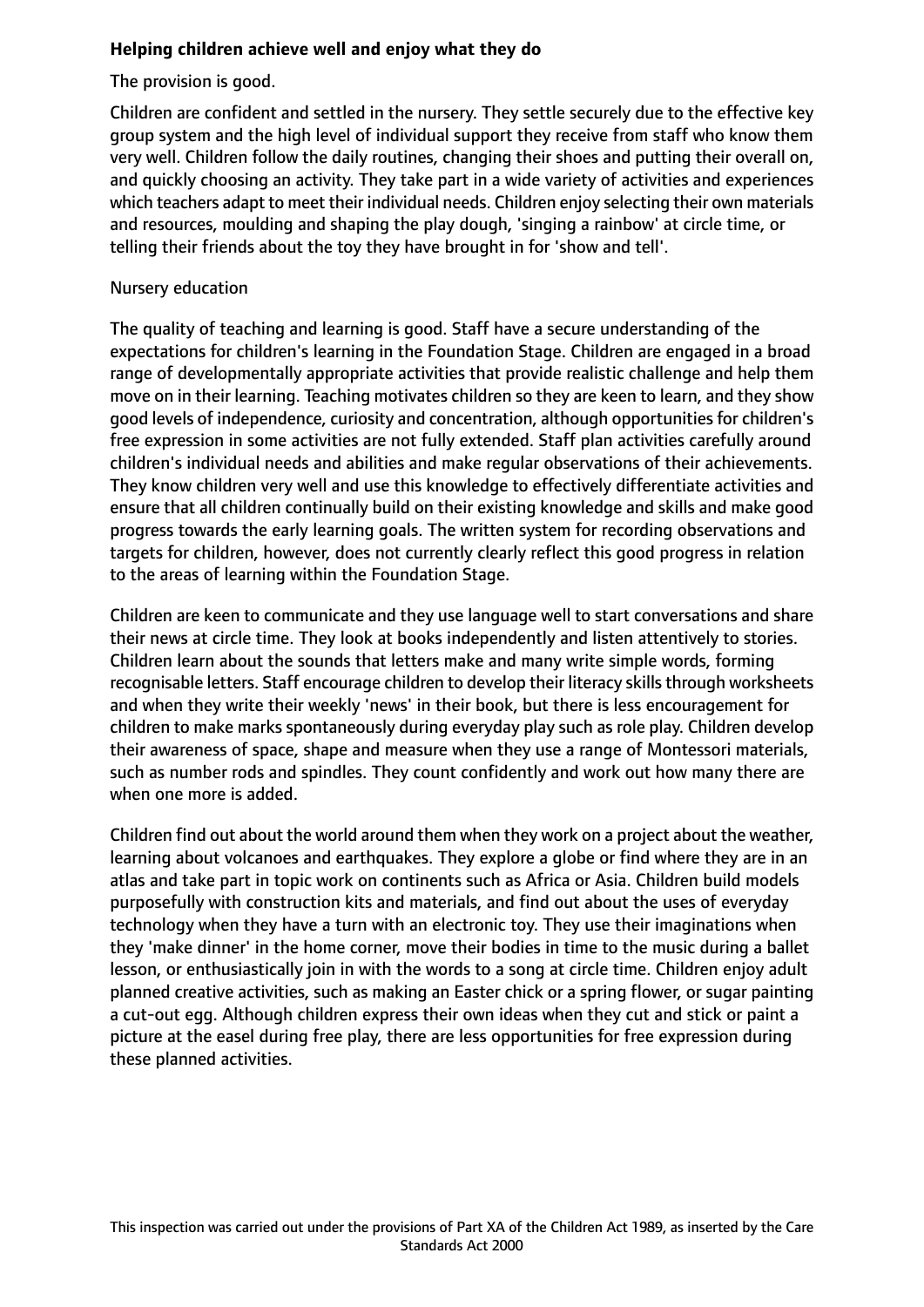**Helping children achieve well and enjoy what they do**

The provision is good.

Children are confident and settled in the nursery. They settle securely due to the effective key group system and the high level of individual support they receive from staff who know them very well. Children follow the daily routines, changing their shoes and putting their overall on, and quickly choosing an activity. They take part in a wide variety of activities and experiences which teachers adapt to meet their individual needs. Children enjoy selecting their own materials and resources, moulding and shaping the play dough, 'singing a rainbow' at circle time, or telling their friends about the toy they have brought in for 'show and tell'.

Nursery education

The quality of teaching and learning is good. Staff have a secure understanding of the expectations for children's learning in the Foundation Stage. Children are engaged in a broad range of developmentally appropriate activities that provide realistic challenge and help them move on in their learning. Teaching motivates children so they are keen to learn, and they show good levels of independence, curiosity and concentration, although opportunities for children's free expression in some activities are not fully extended. Staff plan activities carefully around children's individual needs and abilities and make regular observations of their achievements. They know children very well and use this knowledge to effectively differentiate activities and ensure that all children continually build on their existing knowledge and skills and make good progress towards the early learning goals. The written system for recording observations and targets for children, however, does not currently clearly reflect this good progress in relation to the areas of learning within the Foundation Stage.

Children are keen to communicate and they use language well to start conversations and share their news at circle time. They look at books independently and listen attentively to stories. Children learn about the sounds that letters make and many write simple words, forming recognisable letters. Staff encourage children to develop their literacy skills through worksheets and when they write their weekly 'news' in their book, but there is less encouragement for children to make marks spontaneously during everyday play such as role play. Children develop their awareness of space, shape and measure when they use a range of Montessori materials, such as number rods and spindles. They count confidently and work out how many there are when one more is added.

Children find out about the world around them when they work on a project about the weather, learning about volcanoes and earthquakes. They explore a globe or find where they are in an atlas and take part in topic work on continents such as Africa or Asia. Children build models purposefully with construction kits and materials, and find out about the uses of everyday technology when they have a turn with an electronic toy. They use their imaginations when they 'make dinner' in the home corner, move their bodies in time to the music during a ballet lesson, or enthusiastically join in with the words to a song at circle time. Children enjoy adult planned creative activities, such as making an Easter chick or a spring flower, or sugar painting a cut-out egg. Although children express their own ideas when they cut and stick or paint a picture at the easel during free play, there are less opportunities for free expression during these planned activities.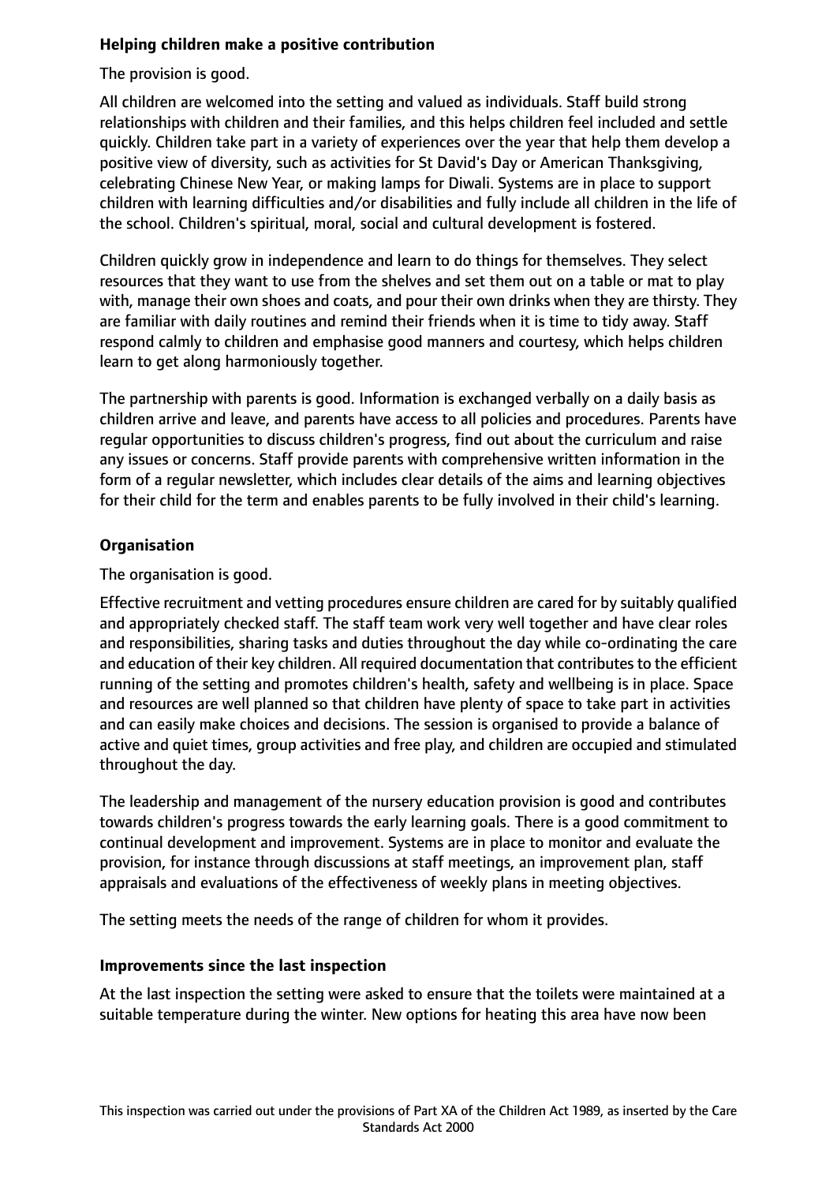**Helping children make a positive contribution**

The provision is good.

All children are welcomed into the setting and valued as individuals. Staff build strong relationships with children and their families, and this helps children feel included and settle quickly. Children take part in a variety of experiences over the year that help them develop a positive view of diversity, such as activities for St David's Day or American Thanksgiving, celebrating Chinese New Year, or making lamps for Diwali. Systems are in place to support children with learning difficulties and/or disabilities and fully include all children in the life of the school. Children's spiritual, moral, social and cultural development is fostered.

Children quickly grow in independence and learn to do things for themselves. They select resources that they want to use from the shelves and set them out on a table or mat to play with, manage their own shoes and coats, and pour their own drinks when they are thirsty. They are familiar with daily routines and remind their friends when it is time to tidy away. Staff respond calmly to children and emphasise good manners and courtesy, which helps children learn to get along harmoniously together.

The partnership with parents is good. Information is exchanged verbally on a daily basis as children arrive and leave, and parents have access to all policies and procedures. Parents have regular opportunities to discuss children's progress, find out about the curriculum and raise any issues or concerns. Staff provide parents with comprehensive written information in the form of a regular newsletter, which includes clear details of the aims and learning objectives for their child for the term and enables parents to be fully involved in their child's learning.

**Organisation**

The organisation is good.

Effective recruitment and vetting procedures ensure children are cared for by suitably qualified and appropriately checked staff. The staff team work very well together and have clear roles and responsibilities, sharing tasks and duties throughout the day while co-ordinating the care and education of their key children. All required documentation that contributes to the efficient running of the setting and promotes children's health, safety and wellbeing is in place. Space and resources are well planned so that children have plenty of space to take part in activities and can easily make choices and decisions. The session is organised to provide a balance of active and quiet times, group activities and free play, and children are occupied and stimulated throughout the day.

The leadership and management of the nursery education provision is good and contributes towards children's progress towards the early learning goals. There is a good commitment to continual development and improvement. Systems are in place to monitor and evaluate the provision, for instance through discussions at staff meetings, an improvement plan, staff appraisals and evaluations of the effectiveness of weekly plans in meeting objectives.

The setting meets the needs of the range of children for whom it provides.

**Improvements since the last inspection**

At the last inspection the setting were asked to ensure that the toilets were maintained at a suitable temperature during the winter. New options for heating this area have now been

This inspection was carried out under the provisions of Part XA of the Children Act 1989, as inserted by the Care Standards Act 2000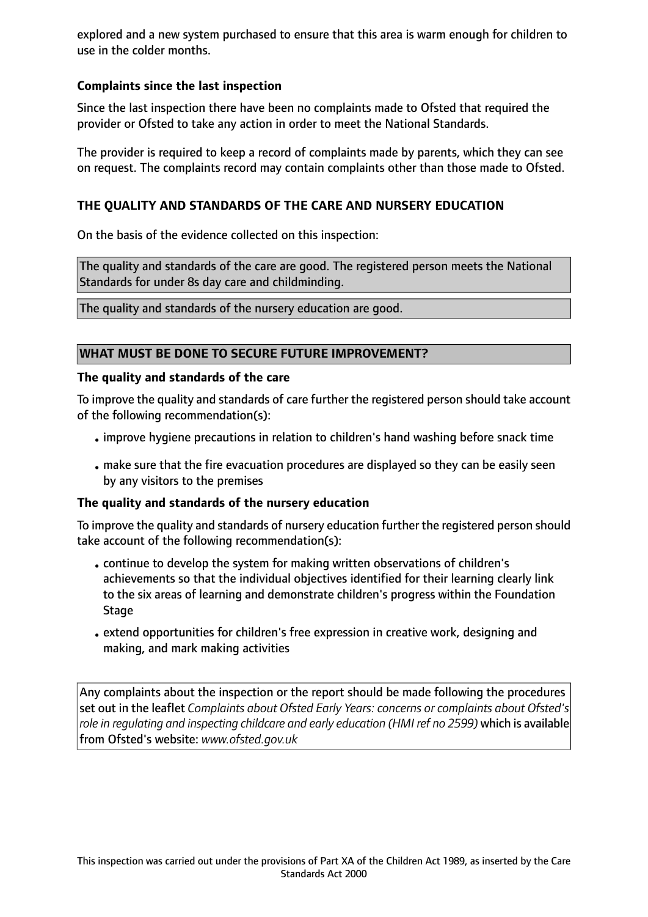explored and a new system purchased to ensure that this area is warm enough for children to use in the colder months.

### Complaints since the last inspection

Since the last inspection there have been no complaints made to Ofsted that required the provider or Ofsted to take any action in order to meet the National Standards.

The provider is required to keep a record of complaints made by parents, which they can see on request. The complaints record may contain complaints other than those made to Ofsted.

## THE QUALITY AND STANDARDS OF THE CARE AND NURSERY EDUCATION

On the basis of the evidence collected on this inspection:

The quality and standards of the care are good. The registered person meets the National Standards for under 8s day care and childminding.

The quality and standards of the nursery education are good.

## WHAT MUST BE DONE TO SECURE FUTURE IMPROVEMENT?

### The quality and standards of the care

To improve the quality and standards of care further the registered person should take account of the following recommendation(s):

- improve hygiene precautions in relation to children's hand washing before snack time
- make sure that the fire evacuation procedures are displayed so they can be easily seen by any visitors to the premises

### The quality and standards of the nursery education

To improve the quality and standards of nursery education further the registered person should take account of the following recommendation(s):

- continue to develop the system for making written observations of children's achievements so that the individual objectives identified for their learning clearly link to the six areas of learning and demonstrate children's progress within the Foundation Stage
- extend opportunities for children's free expression in creative work, designing and making, and mark making activities

Any complaints about the inspection or the report should be made following the procedures set out in the leaflet *Complaints about Ofsted Early Years: concerns or complaints about Ofsted's role in regulating and inspecting childcare and early education (HMI ref no 2599)* which is available from Ofsted's website: *www.ofsted.gov.uk*

This inspection was carried out under the provisions of Part XA of the Children Act 1989, as inserted by the Care Standards Act 2000